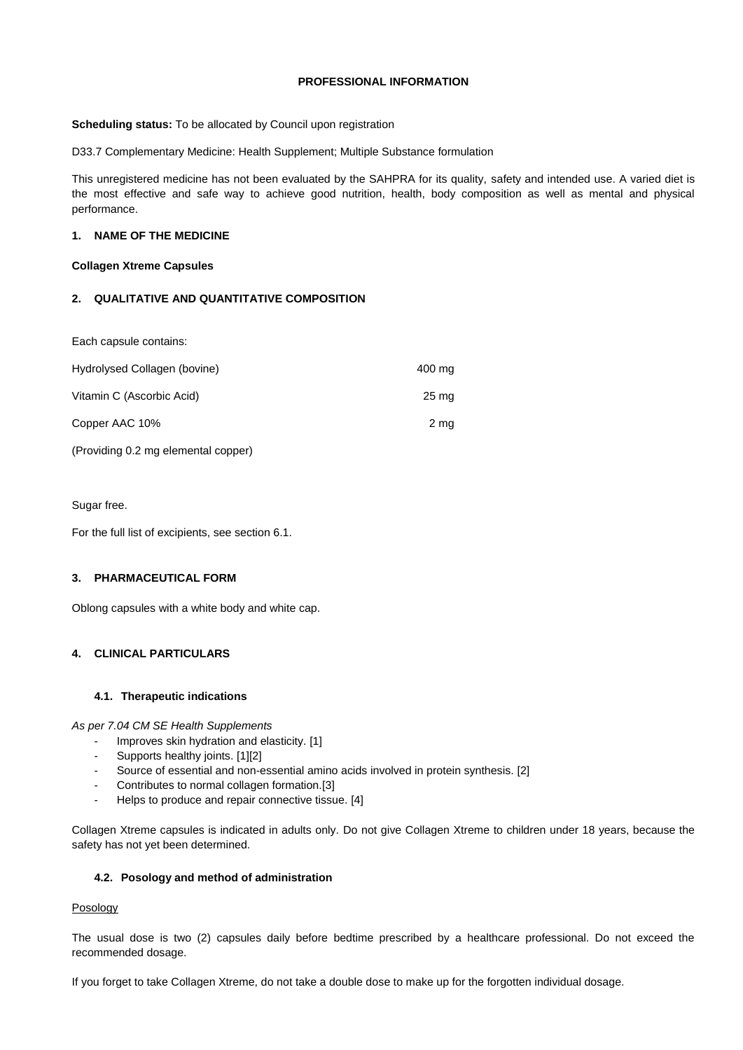**PROFESSIONAL INFORMATION**

**Scheduling status:** To be allocated by Council upon registration

D33.7 Complementary Medicine: Health Supplement; Multiple Substance formulation

This unregistered medicine has not been evaluated by the SAHPRA for its quality, safety and intended use. A varied diet is the most effective and safe way to achieve good nutrition, health, body composition as well as mental and physical performance.

## 1. NAME OF THE MEDICINE

**Collagen Xtreme Capsules**

## 2. QUALITATIVE AND QUANTITATIVE COMPOSITION

Each capsule contains:

| | |
|---|---|
| Hydrolysed Collagen (bovine) | 400 mg |
| Vitamin C (Ascorbic Acid) | 25 mg |
| Copper AAC 10% | 2 mg |

(Providing 0.2 mg elemental copper)

Sugar free.

For the full list of excipients, see section 6.1.

## 3. PHARMACEUTICAL FORM

Oblong capsules with a white body and white cap.

## 4. CLINICAL PARTICULARS

### 4.1. Therapeutic indications

*As per 7.04 CM SE Health Supplements*

- Improves skin hydration and elasticity. [1]
- Supports healthy joints. [1][2]
- Source of essential and non-essential amino acids involved in protein synthesis. [2]
- Contributes to normal collagen formation.[3]
- Helps to produce and repair connective tissue. [4]

Collagen Xtreme capsules is indicated in adults only. Do not give Collagen Xtreme to children under 18 years, because the safety has not yet been determined.

### 4.2. Posology and method of administration

<u>Posology</u>

The usual dose is two (2) capsules daily before bedtime prescribed by a healthcare professional. Do not exceed the recommended dosage.

If you forget to take Collagen Xtreme, do not take a double dose to make up for the forgotten individual dosage.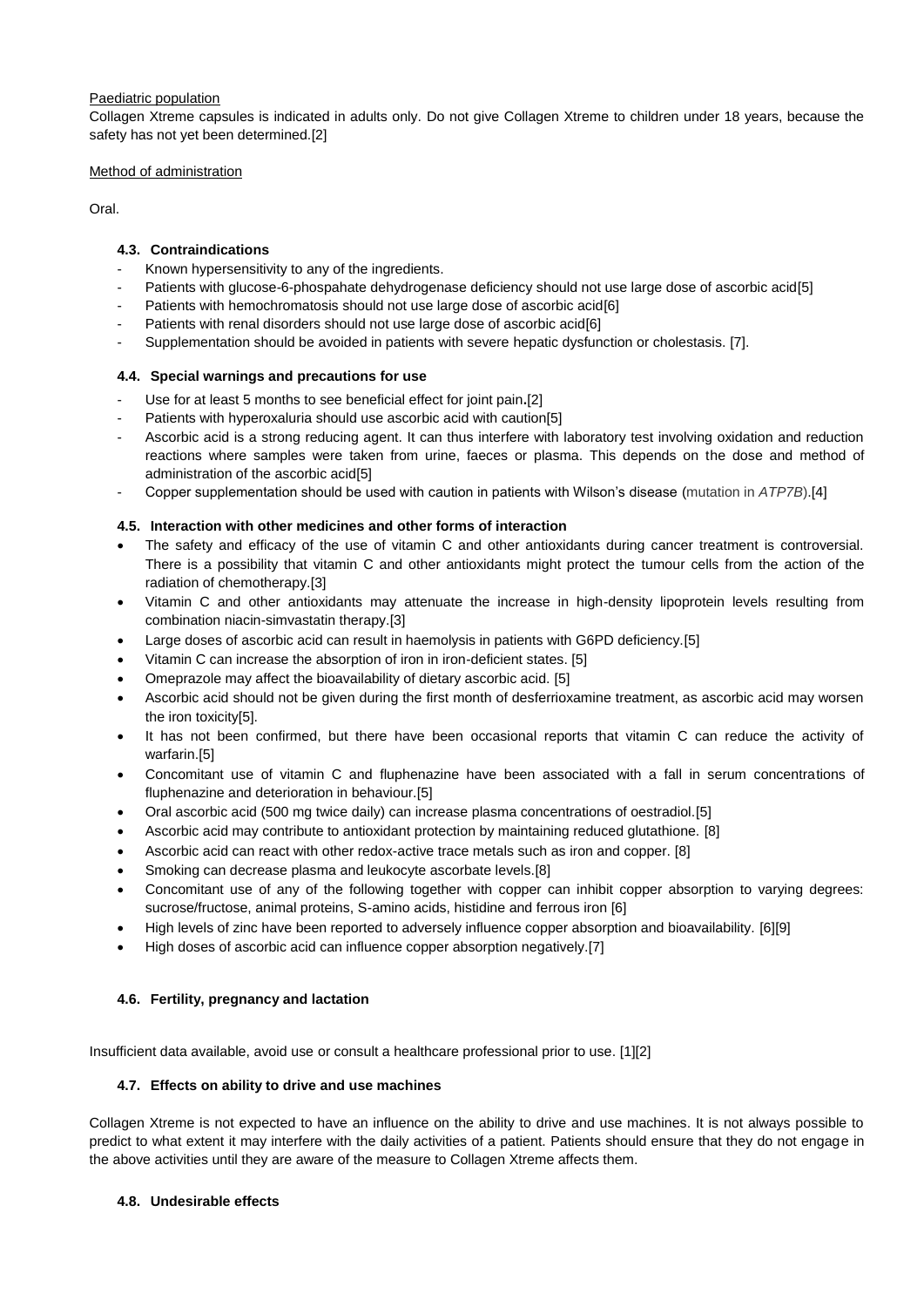Paediatric population

Collagen Xtreme capsules is indicated in adults only. Do not give Collagen Xtreme to children under 18 years, because the safety has not yet been determined.[2]

Method of administration

Oral.

### 4.3. Contraindications

- Known hypersensitivity to any of the ingredients.
- Patients with glucose-6-phospahate dehydrogenase deficiency should not use large dose of ascorbic acid[5]
- Patients with hemochromatosis should not use large dose of ascorbic acid[6]
- Patients with renal disorders should not use large dose of ascorbic acid[6]
- Supplementation should be avoided in patients with severe hepatic dysfunction or cholestasis. [7].

### 4.4. Special warnings and precautions for use

- Use for at least 5 months to see beneficial effect for joint pain**.**[2]
- Patients with hyperoxaluria should use ascorbic acid with caution[5]
- Ascorbic acid is a strong reducing agent. It can thus interfere with laboratory test involving oxidation and reduction reactions where samples were taken from urine, faeces or plasma. This depends on the dose and method of administration of the ascorbic acid[5]
- Copper supplementation should be used with caution in patients with Wilson's disease (mutation in *ATP7B*).[4]

### 4.5. Interaction with other medicines and other forms of interaction

- The safety and efficacy of the use of vitamin C and other antioxidants during cancer treatment is controversial. There is a possibility that vitamin C and other antioxidants might protect the tumour cells from the action of the radiation of chemotherapy.[3]
- Vitamin C and other antioxidants may attenuate the increase in high-density lipoprotein levels resulting from combination niacin-simvastatin therapy.[3]
- Large doses of ascorbic acid can result in haemolysis in patients with G6PD deficiency.[5]
- Vitamin C can increase the absorption of iron in iron-deficient states. [5]
- Omeprazole may affect the bioavailability of dietary ascorbic acid. [5]
- Ascorbic acid should not be given during the first month of desferrioxamine treatment, as ascorbic acid may worsen the iron toxicity[5].
- It has not been confirmed, but there have been occasional reports that vitamin C can reduce the activity of warfarin.[5]
- Concomitant use of vitamin C and fluphenazine have been associated with a fall in serum concentrations of fluphenazine and deterioration in behaviour.[5]
- Oral ascorbic acid (500 mg twice daily) can increase plasma concentrations of oestradiol.[5]
- Ascorbic acid may contribute to antioxidant protection by maintaining reduced glutathione. [8]
- Ascorbic acid can react with other redox-active trace metals such as iron and copper. [8]
- Smoking can decrease plasma and leukocyte ascorbate levels.[8]
- Concomitant use of any of the following together with copper can inhibit copper absorption to varying degrees: sucrose/fructose, animal proteins, S-amino acids, histidine and ferrous iron [6]
- High levels of zinc have been reported to adversely influence copper absorption and bioavailability. [6][9]
- High doses of ascorbic acid can influence copper absorption negatively.[7]

### 4.6. Fertility, pregnancy and lactation

Insufficient data available, avoid use or consult a healthcare professional prior to use. [1][2]

### 4.7. Effects on ability to drive and use machines

Collagen Xtreme is not expected to have an influence on the ability to drive and use machines. It is not always possible to predict to what extent it may interfere with the daily activities of a patient. Patients should ensure that they do not engage in the above activities until they are aware of the measure to Collagen Xtreme affects them.

### 4.8. Undesirable effects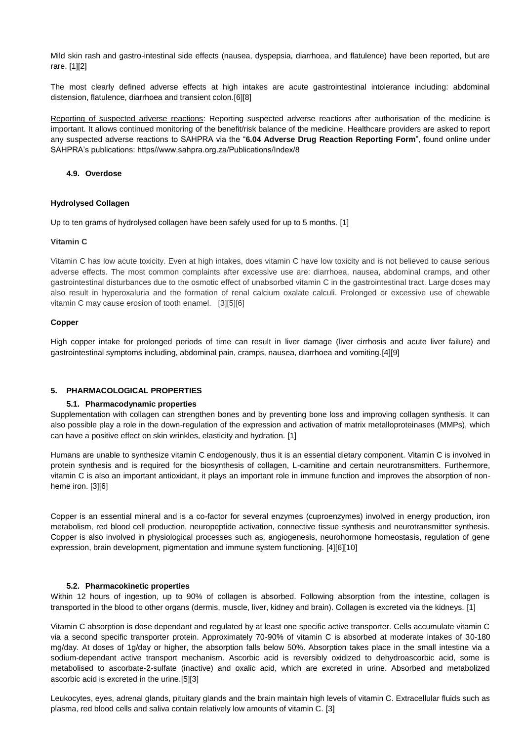Mild skin rash and gastro-intestinal side effects (nausea, dyspepsia, diarrhoea, and flatulence) have been reported, but are rare. [1][2]

The most clearly defined adverse effects at high intakes are acute gastrointestinal intolerance including: abdominal distension, flatulence, diarrhoea and transient colon.[6][8]

Reporting of suspected adverse reactions: Reporting suspected adverse reactions after authorisation of the medicine is important. It allows continued monitoring of the benefit/risk balance of the medicine. Healthcare providers are asked to report any suspected adverse reactions to SAHPRA via the "**6.04 Adverse Drug Reaction Reporting Form**", found online under SAHPRA's publications: https//www.sahpra.org.za/Publications/Index/8

#### 4.9. Overdose

**Hydrolysed Collagen**

Up to ten grams of hydrolysed collagen have been safely used for up to 5 months. [1]

**Vitamin C**

Vitamin C has low acute toxicity. Even at high intakes, does vitamin C have low toxicity and is not believed to cause serious adverse effects. The most common complaints after excessive use are: diarrhoea, nausea, abdominal cramps, and other gastrointestinal disturbances due to the osmotic effect of unabsorbed vitamin C in the gastrointestinal tract. Large doses may also result in hyperoxaluria and the formation of renal calcium oxalate calculi. Prolonged or excessive use of chewable vitamin C may cause erosion of tooth enamel. [3][5][6]

**Copper**

High copper intake for prolonged periods of time can result in liver damage (liver cirrhosis and acute liver failure) and gastrointestinal symptoms including, abdominal pain, cramps, nausea, diarrhoea and vomiting.[4][9]

### 5. PHARMACOLOGICAL PROPERTIES

#### 5.1. Pharmacodynamic properties

Supplementation with collagen can strengthen bones and by preventing bone loss and improving collagen synthesis. It can also possible play a role in the down-regulation of the expression and activation of matrix metalloproteinases (MMPs), which can have a positive effect on skin wrinkles, elasticity and hydration. [1]

Humans are unable to synthesize vitamin C endogenously, thus it is an essential dietary component. Vitamin C is involved in protein synthesis and is required for the biosynthesis of collagen, L-carnitine and certain neurotransmitters. Furthermore, vitamin C is also an important antioxidant, it plays an important role in immune function and improves the absorption of non-heme iron. [3][6]

Copper is an essential mineral and is a co-factor for several enzymes (cuproenzymes) involved in energy production, iron metabolism, red blood cell production, neuropeptide activation, connective tissue synthesis and neurotransmitter synthesis. Copper is also involved in physiological processes such as, angiogenesis, neurohormone homeostasis, regulation of gene expression, brain development, pigmentation and immune system functioning. [4][6][10]

#### 5.2. Pharmacokinetic properties

Within 12 hours of ingestion, up to 90% of collagen is absorbed. Following absorption from the intestine, collagen is transported in the blood to other organs (dermis, muscle, liver, kidney and brain). Collagen is excreted via the kidneys. [1]

Vitamin C absorption is dose dependant and regulated by at least one specific active transporter. Cells accumulate vitamin C via a second specific transporter protein. Approximately 70-90% of vitamin C is absorbed at moderate intakes of 30-180 mg/day. At doses of 1g/day or higher, the absorption falls below 50%. Absorption takes place in the small intestine via a sodium-dependant active transport mechanism. Ascorbic acid is reversibly oxidized to dehydroascorbic acid, some is metabolised to ascorbate-2-sulfate (inactive) and oxalic acid, which are excreted in urine. Absorbed and metabolized ascorbic acid is excreted in the urine.[5][3]

Leukocytes, eyes, adrenal glands, pituitary glands and the brain maintain high levels of vitamin C. Extracellular fluids such as plasma, red blood cells and saliva contain relatively low amounts of vitamin C. [3]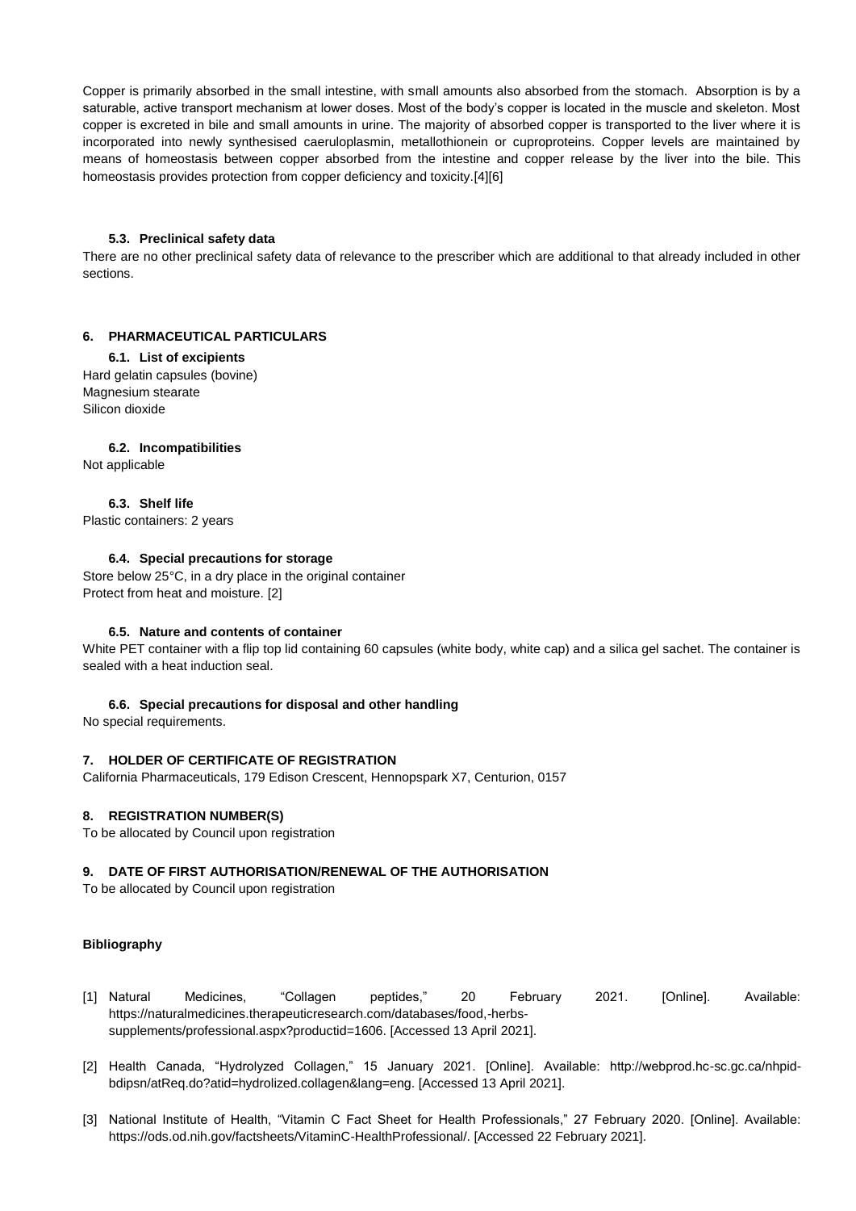Copper is primarily absorbed in the small intestine, with small amounts also absorbed from the stomach. Absorption is by a saturable, active transport mechanism at lower doses. Most of the body's copper is located in the muscle and skeleton. Most copper is excreted in bile and small amounts in urine. The majority of absorbed copper is transported to the liver where it is incorporated into newly synthesised caeruloplasmin, metallothionein or cuproproteins. Copper levels are maintained by means of homeostasis between copper absorbed from the intestine and copper release by the liver into the bile. This homeostasis provides protection from copper deficiency and toxicity.[4][6]

### 5.3. Preclinical safety data

There are no other preclinical safety data of relevance to the prescriber which are additional to that already included in other sections.

## 6. PHARMACEUTICAL PARTICULARS

### 6.1. List of excipients

Hard gelatin capsules (bovine)
Magnesium stearate
Silicon dioxide

### 6.2. Incompatibilities

Not applicable

### 6.3. Shelf life

Plastic containers: 2 years

### 6.4. Special precautions for storage

Store below 25°C, in a dry place in the original container
Protect from heat and moisture. [2]

### 6.5. Nature and contents of container

White PET container with a flip top lid containing 60 capsules (white body, white cap) and a silica gel sachet. The container is sealed with a heat induction seal.

### 6.6. Special precautions for disposal and other handling

No special requirements.

## 7. HOLDER OF CERTIFICATE OF REGISTRATION

California Pharmaceuticals, 179 Edison Crescent, Hennopspark X7, Centurion, 0157

## 8. REGISTRATION NUMBER(S)

To be allocated by Council upon registration

## 9. DATE OF FIRST AUTHORISATION/RENEWAL OF THE AUTHORISATION

To be allocated by Council upon registration

**Bibliography**

[1] Natural Medicines, "Collagen peptides," 20 February 2021. [Online]. Available: https://naturalmedicines.therapeuticresearch.com/databases/food,-herbs-supplements/professional.aspx?productid=1606. [Accessed 13 April 2021].

[2] Health Canada, "Hydrolyzed Collagen," 15 January 2021. [Online]. Available: http://webprod.hc-sc.gc.ca/nhpid-bdipsn/atReq.do?atid=hydrolized.collagen&lang=eng. [Accessed 13 April 2021].

[3] National Institute of Health, "Vitamin C Fact Sheet for Health Professionals," 27 February 2020. [Online]. Available: https://ods.od.nih.gov/factsheets/VitaminC-HealthProfessional/. [Accessed 22 February 2021].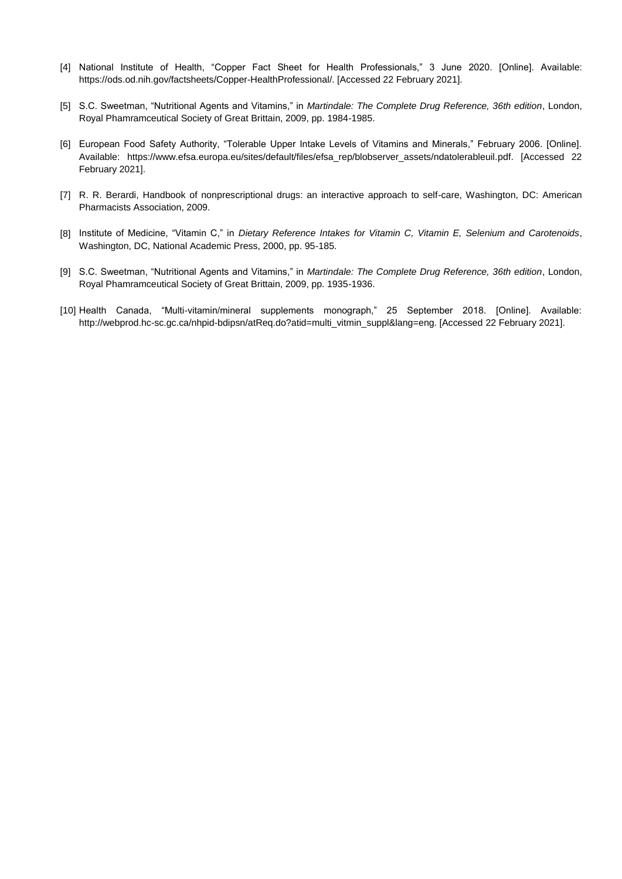[4] National Institute of Health, "Copper Fact Sheet for Health Professionals," 3 June 2020. [Online]. Available: https://ods.od.nih.gov/factsheets/Copper-HealthProfessional/. [Accessed 22 February 2021].

[5] S.C. Sweetman, "Nutritional Agents and Vitamins," in *Martindale: The Complete Drug Reference, 36th edition*, London, Royal Phamramceutical Society of Great Brittain, 2009, pp. 1984-1985.

[6] European Food Safety Authority, "Tolerable Upper Intake Levels of Vitamins and Minerals," February 2006. [Online]. Available: https://www.efsa.europa.eu/sites/default/files/efsa_rep/blobserver_assets/ndatolerableuil.pdf. [Accessed 22 February 2021].

[7] R. R. Berardi, Handbook of nonprescriptional drugs: an interactive approach to self-care, Washington, DC: American Pharmacists Association, 2009.

[8] Institute of Medicine, "Vitamin C," in *Dietary Reference Intakes for Vitamin C, Vitamin E, Selenium and Carotenoids*, Washington, DC, National Academic Press, 2000, pp. 95-185.

[9] S.C. Sweetman, "Nutritional Agents and Vitamins," in *Martindale: The Complete Drug Reference, 36th edition*, London, Royal Phamramceutical Society of Great Brittain, 2009, pp. 1935-1936.

[10] Health Canada, "Multi-vitamin/mineral supplements monograph," 25 September 2018. [Online]. Available: http://webprod.hc-sc.gc.ca/nhpid-bdipsn/atReq.do?atid=multi_vitmin_suppl&lang=eng. [Accessed 22 February 2021].